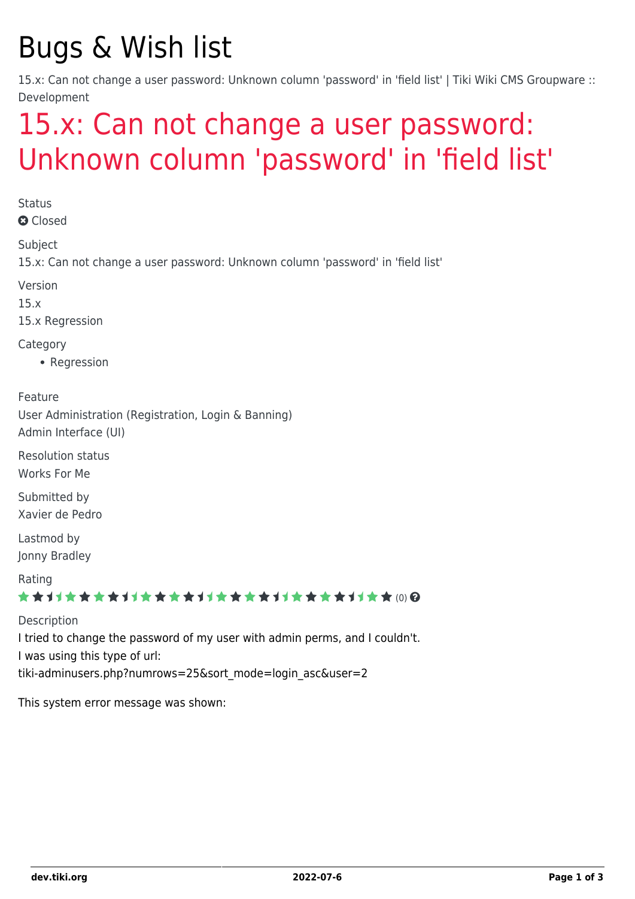# Bugs & Wish list

15.x: Can not change a user password: Unknown column 'password' in 'field list' | Tiki Wiki CMS Groupware :: Development

## 15.x: Can not change a user password: Unknown column 'password' in 'field list'

Status

Closed

Subject

15.x: Can not change a user password: Unknown column 'password' in 'field list'

Version

15.x

15.x Regression

Category

- Regression

Feature

User Administration (Registration, Login & Banning)

Admin Interface (UI)

Resolution status

Works For Me

Submitted by

Xavier de Pedro

Lastmod by

Jonny Bradley

Rating

(0)

Description

I tried to change the password of my user with admin perms, and I couldn't.

I was using this type of url:

tiki-adminusers.php?numrows=25&sort_mode=login_asc&user=2

This system error message was shown: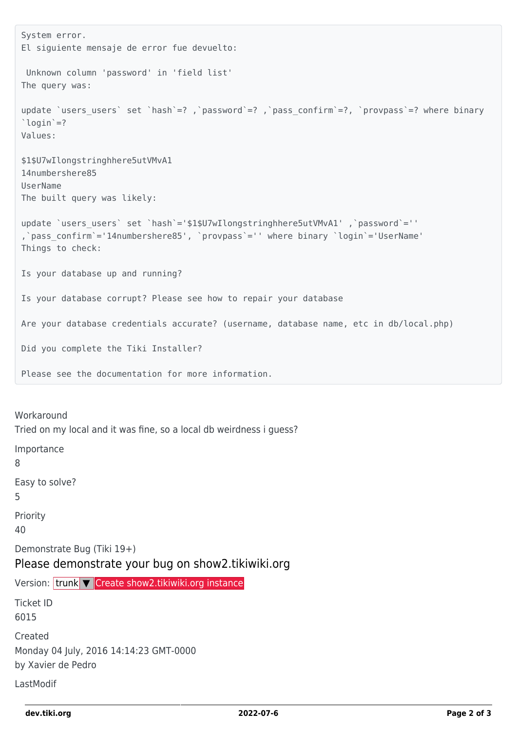```
System error.
El siguiente mensaje de error fue devuelto:

 Unknown column 'password' in 'field list'
The query was:

update `users_users` set `hash`=? ,`password`=? ,`pass_confirm`=?, `provpass`=? where binary
`login`=?
Values:

$1$U7wIlongstringhhere5utVMvA1
14numbershere85
UserName
The built query was likely:

update `users_users` set `hash`='$1$U7wIlongstringhhere5utVMvA1' ,`password`=''
,`pass_confirm`='14numbershere85', `provpass`='' where binary `login`='UserName'
Things to check:

Is your database up and running?

Is your database corrupt? Please see how to repair your database

Are your database credentials accurate? (username, database name, etc in db/local.php)

Did you complete the Tiki Installer?

Please see the documentation for more information.
```

Workaround

Tried on my local and it was fine, so a local db weirdness i guess?

Importance

8

Easy to solve?

5

Priority

40

Demonstrate Bug (Tiki 19+)

## Please demonstrate your bug on show2.tikiwiki.org

Version: trunk ▼ Create show2.tikiwiki.org instance

Ticket ID

6015

Created

Monday 04 July, 2016 14:14:23 GMT-0000

by Xavier de Pedro

LastModif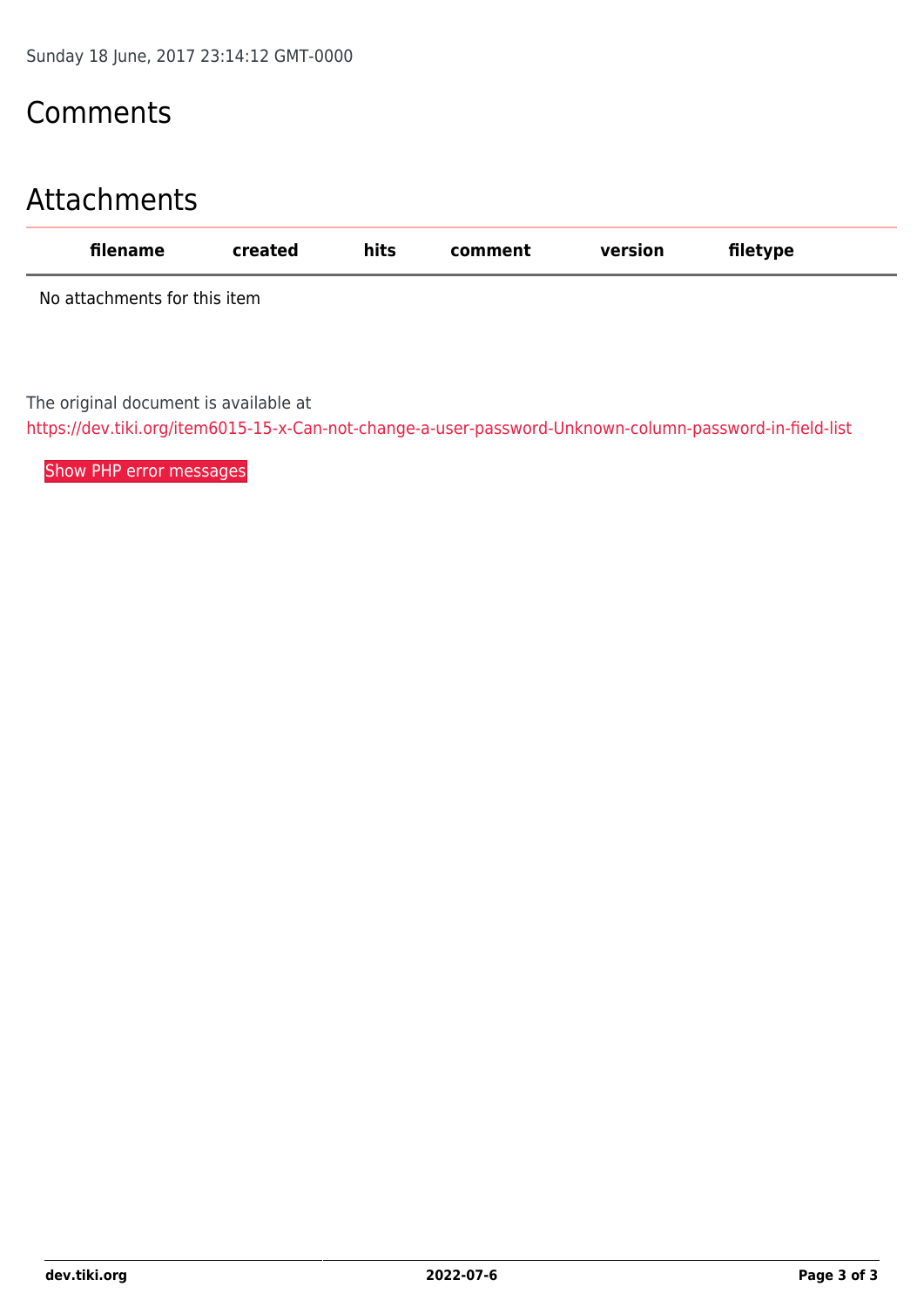Sunday 18 June, 2017 23:14:12 GMT-0000

## Comments

## Attachments

| filename | created | hits | comment | version | filetype |
|---|---|---|---|---|---|
| No attachments for this item | | | | | |

The original document is available at https://dev.tiki.org/item6015-15-x-Can-not-change-a-user-password-Unknown-column-password-in-field-list

Show PHP error messages